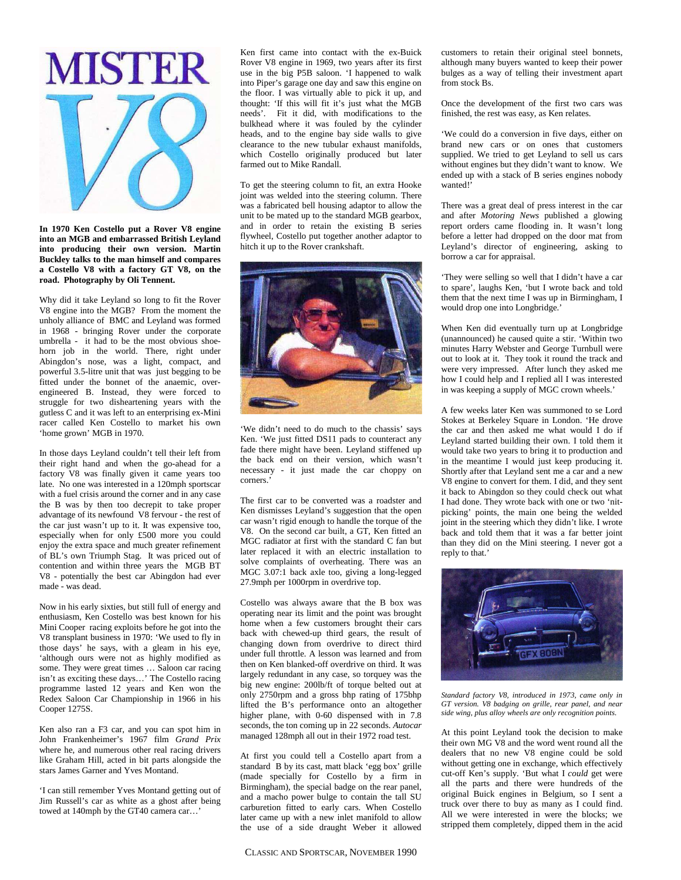# MISTER V8

**In 1970 Ken Costello put a Rover V8 engine into an MGB and embarrassed British Leyland into producing their own version. Martin Buckley talks to the man himself and compares a Costello V8 with a factory GT V8, on the road. Photography by Oli Tennent.**

Why did it take Leyland so long to fit the Rover V8 engine into the MGB? From the moment the unholy alliance of BMC and Leyland was formed in 1968 - bringing Rover under the corporate umbrella - it had to be the most obvious shoe-horn job in the world. There, right under Abingdon's nose, was a light, compact, and powerful 3.5-litre unit that was just begging to be fitted under the bonnet of the anaemic, over-engineered B. Instead, they were forced to struggle for two disheartening years with the gutless C and it was left to an enterprising ex-Mini racer called Ken Costello to market his own 'home grown' MGB in 1970.

In those days Leyland couldn't tell their left from their right hand and when the go-ahead for a factory V8 was finally given it came years too late. No one was interested in a 120mph sportscar with a fuel crisis around the corner and in any case the B was by then too decrepit to take proper advantage of its newfound V8 fervour - the rest of the car just wasn't up to it. It was expensive too, especially when for only £500 more you could enjoy the extra space and much greater refinement of BL's own Triumph Stag. It was priced out of contention and within three years the MGB BT V8 - potentially the best car Abingdon had ever made - was dead.

Now in his early sixties, but still full of energy and enthusiasm, Ken Costello was best known for his Mini Cooper racing exploits before he got into the V8 transplant business in 1970: 'We used to fly in those days' he says, with a gleam in his eye, 'although ours were not as highly modified as some. They were great times … Saloon car racing isn't as exciting these days…' The Costello racing programme lasted 12 years and Ken won the Redex Saloon Car Championship in 1966 in his Cooper 1275S.

Ken also ran a F3 car, and you can spot him in John Frankenheimer's 1967 film *Grand Prix* where he, and numerous other real racing drivers like Graham Hill, acted in bit parts alongside the stars James Garner and Yves Montand.

'I can still remember Yves Montand getting out of Jim Russell's car as white as a ghost after being towed at 140mph by the GT40 camera car…'

Ken first came into contact with the ex-Buick Rover V8 engine in 1969, two years after its first use in the big P5B saloon. 'I happened to walk into Piper's garage one day and saw this engine on the floor. I was virtually able to pick it up, and thought: 'If this will fit it's just what the MGB needs'. Fit it did, with modifications to the bulkhead where it was fouled by the cylinder heads, and to the engine bay side walls to give clearance to the new tubular exhaust manifolds, which Costello originally produced but later farmed out to Mike Randall.

To get the steering column to fit, an extra Hooke joint was welded into the steering column. There was a fabricated bell housing adaptor to allow the unit to be mated up to the standard MGB gearbox, and in order to retain the existing B series flywheel, Costello put together another adaptor to hitch it up to the Rover crankshaft.

'We didn't need to do much to the chassis' says Ken. 'We just fitted DS11 pads to counteract any fade there might have been. Leyland stiffened up the back end on their version, which wasn't necessary - it just made the car choppy on corners.'

The first car to be converted was a roadster and Ken dismisses Leyland's suggestion that the open car wasn't rigid enough to handle the torque of the V8. On the second car built, a GT, Ken fitted an MGC radiator at first with the standard C fan but later replaced it with an electric installation to solve complaints of overheating. There was an MGC 3.07:1 back axle too, giving a long-legged 27.9mph per 1000rpm in overdrive top.

Costello was always aware that the B box was operating near its limit and the point was brought home when a few customers brought their cars back with chewed-up third gears, the result of changing down from overdrive to direct third under full throttle. A lesson was learned and from then on Ken blanked-off overdrive on third. It was largely redundant in any case, so torquey was the big new engine: 200lb/ft of torque belted out at only 2750rpm and a gross bhp rating of 175bhp lifted the B's performance onto an altogether higher plane, with 0-60 dispensed with in 7.8 seconds, the ton coming up in 22 seconds. *Autocar* managed 128mph all out in their 1972 road test.

At first you could tell a Costello apart from a standard B by its cast, matt black 'egg box' grille (made specially for Costello by a firm in Birmingham), the special badge on the rear panel, and a macho power bulge to contain the tall SU carburetion fitted to early cars. When Costello later came up with a new inlet manifold to allow the use of a side draught Weber it allowed customers to retain their original steel bonnets, although many buyers wanted to keep their power bulges as a way of telling their investment apart from stock Bs.

Once the development of the first two cars was finished, the rest was easy, as Ken relates.

'We could do a conversion in five days, either on brand new cars or on ones that customers supplied. We tried to get Leyland to sell us cars without engines but they didn't want to know. We ended up with a stack of B series engines nobody wanted!'

There was a great deal of press interest in the car and after *Motoring News* published a glowing report orders came flooding in. It wasn't long before a letter had dropped on the door mat from Leyland's director of engineering, asking to borrow a car for appraisal.

'They were selling so well that I didn't have a car to spare', laughs Ken, 'but I wrote back and told them that the next time I was up in Birmingham, I would drop one into Longbridge.'

When Ken did eventually turn up at Longbridge (unannounced) he caused quite a stir. 'Within two minutes Harry Webster and George Turnbull were out to look at it. They took it round the track and were very impressed. After lunch they asked me how I could help and I replied all I was interested in was keeping a supply of MGC crown wheels.'

A few weeks later Ken was summoned to se Lord Stokes at Berkeley Square in London. 'He drove the car and then asked me what would I do if Leyland started building their own. I told them it would take two years to bring it to production and in the meantime I would just keep producing it. Shortly after that Leyland sent me a car and a new V8 engine to convert for them. I did, and they sent it back to Abingdon so they could check out what I had done. They wrote back with one or two 'nit-picking' points, the main one being the welded joint in the steering which they didn't like. I wrote back and told them that it was a far better joint than they did on the Mini steering. I never got a reply to that.'

*Standard factory V8, introduced in 1973, came only in GT version. V8 badging on grille, rear panel, and near side wing, plus alloy wheels are only recognition points.*

At this point Leyland took the decision to make their own MG V8 and the word went round all the dealers that no new V8 engine could be sold without getting one in exchange, which effectively cut-off Ken's supply. 'But what I *could* get were all the parts and there were hundreds of the original Buick engines in Belgium, so I sent a truck over there to buy as many as I could find. All we were interested in were the blocks; we stripped them completely, dipped them in the acid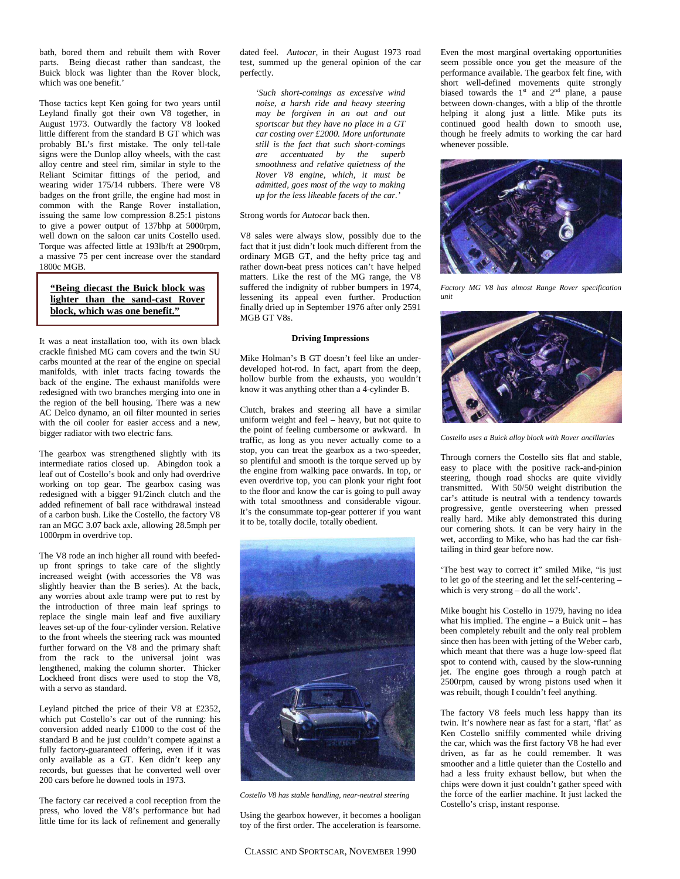bath, bored them and rebuilt them with Rover parts. Being diecast rather than sandcast, the Buick block was lighter than the Rover block, which was one benefit.'

Those tactics kept Ken going for two years until Leyland finally got their own V8 together, in August 1973. Outwardly the factory V8 looked little different from the standard B GT which was probably BL's first mistake. The only tell-tale signs were the Dunlop alloy wheels, with the cast alloy centre and steel rim, similar in style to the Reliant Scimitar fittings of the period, and wearing wider 175/14 rubbers. There were V8 badges on the front grille, the engine had most in common with the Range Rover installation, issuing the same low compression 8.25:1 pistons to give a power output of 137bhp at 5000rpm, well down on the saloon car units Costello used. Torque was affected little at 193lb/ft at 2900rpm, a massive 75 per cent increase over the standard 1800c MGB.

**"Being diecast the Buick block was lighter than the sand-cast Rover block, which was one benefit."**

It was a neat installation too, with its own black crackle finished MG cam covers and the twin SU carbs mounted at the rear of the engine on special manifolds, with inlet tracts facing towards the back of the engine. The exhaust manifolds were redesigned with two branches merging into one in the region of the bell housing. There was a new AC Delco dynamo, an oil filter mounted in series with the oil cooler for easier access and a new, bigger radiator with two electric fans.

The gearbox was strengthened slightly with its intermediate ratios closed up. Abingdon took a leaf out of Costello's book and only had overdrive working on top gear. The gearbox casing was redesigned with a bigger 91/2inch clutch and the added refinement of ball race withdrawal instead of a carbon bush. Like the Costello, the factory V8 ran an MGC 3.07 back axle, allowing 28.5mph per 1000rpm in overdrive top.

The V8 rode an inch higher all round with beefed-up front springs to take care of the slightly increased weight (with accessories the V8 was slightly heavier than the B series). At the back, any worries about axle tramp were put to rest by the introduction of three main leaf springs to replace the single main leaf and five auxiliary leaves set-up of the four-cylinder version. Relative to the front wheels the steering rack was mounted further forward on the V8 and the primary shaft from the rack to the universal joint was lengthened, making the column shorter. Thicker Lockheed front discs were used to stop the V8, with a servo as standard.

Leyland pitched the price of their V8 at £2352, which put Costello's car out of the running: his conversion added nearly £1000 to the cost of the standard B and he just couldn't compete against a fully factory-guaranteed offering, even if it was only available as a GT. Ken didn't keep any records, but guesses that he converted well over 200 cars before he downed tools in 1973.

The factory car received a cool reception from the press, who loved the V8's performance but had little time for its lack of refinement and generally dated feel. *Autocar*, in their August 1973 road test, summed up the general opinion of the car perfectly.

> *'Such short-comings as excessive wind noise, a harsh ride and heavy steering may be forgiven in an out and out sportscar but they have no place in a GT car costing over £2000. More unfortunate still is the fact that such short-comings are accentuated by the superb smoothness and relative quietness of the Rover V8 engine, which, it must be admitted, goes most of the way to making up for the less likeable facets of the car.'*

Strong words for *Autocar* back then.

V8 sales were always slow, possibly due to the fact that it just didn't look much different from the ordinary MGB GT, and the hefty price tag and rather down-beat press notices can't have helped matters. Like the rest of the MG range, the V8 suffered the indignity of rubber bumpers in 1974, lessening its appeal even further. Production finally dried up in September 1976 after only 2591 MGB GT V8s.

### Driving Impressions

Mike Holman's B GT doesn't feel like an under-developed hot-rod. In fact, apart from the deep, hollow burble from the exhausts, you wouldn't know it was anything other than a 4-cylinder B.

Clutch, brakes and steering all have a similar uniform weight and feel – heavy, but not quite to the point of feeling cumbersome or awkward. In traffic, as long as you never actually come to a stop, you can treat the gearbox as a two-speeder, so plentiful and smooth is the torque served up by the engine from walking pace onwards. In top, or even overdrive top, you can plonk your right foot to the floor and know the car is going to pull away with total smoothness and considerable vigour. It's the consummate top-gear potterer if you want it to be, totally docile, totally obedient.

*Costello V8 has stable handling, near-neutral steering*

Using the gearbox however, it becomes a hooligan toy of the first order. The acceleration is fearsome. Even the most marginal overtaking opportunities seem possible once you get the measure of the performance available. The gearbox felt fine, with short well-defined movements quite strongly biased towards the 1st and 2nd plane, a pause between down-changes, with a blip of the throttle helping it along just a little. Mike puts its continued good health down to smooth use, though he freely admits to working the car hard whenever possible.

*Factory MG V8 has almost Range Rover specification unit*

*Costello uses a Buick alloy block with Rover ancillaries*

Through corners the Costello sits flat and stable, easy to place with the positive rack-and-pinion steering, though road shocks are quite vividly transmitted. With 50/50 weight distribution the car's attitude is neutral with a tendency towards progressive, gentle oversteering when pressed really hard. Mike ably demonstrated this during our cornering shots. It can be very hairy in the wet, according to Mike, who has had the car fish-tailing in third gear before now.

'The best way to correct it" smiled Mike, "is just to let go of the steering and let the self-centering – which is very strong – do all the work'.

Mike bought his Costello in 1979, having no idea what his implied. The engine – a Buick unit – has been completely rebuilt and the only real problem since then has been with jetting of the Weber carb, which meant that there was a huge low-speed flat spot to contend with, caused by the slow-running jet. The engine goes through a rough patch at 2500rpm, caused by wrong pistons used when it was rebuilt, though I couldn't feel anything.

The factory V8 feels much less happy than its twin. It's nowhere near as fast for a start, 'flat' as Ken Costello sniffily commented while driving the car, which was the first factory V8 he had ever driven, as far as he could remember. It was smoother and a little quieter than the Costello and had a less fruity exhaust bellow, but when the chips were down it just couldn't gather speed with the force of the earlier machine. It just lacked the Costello's crisp, instant response.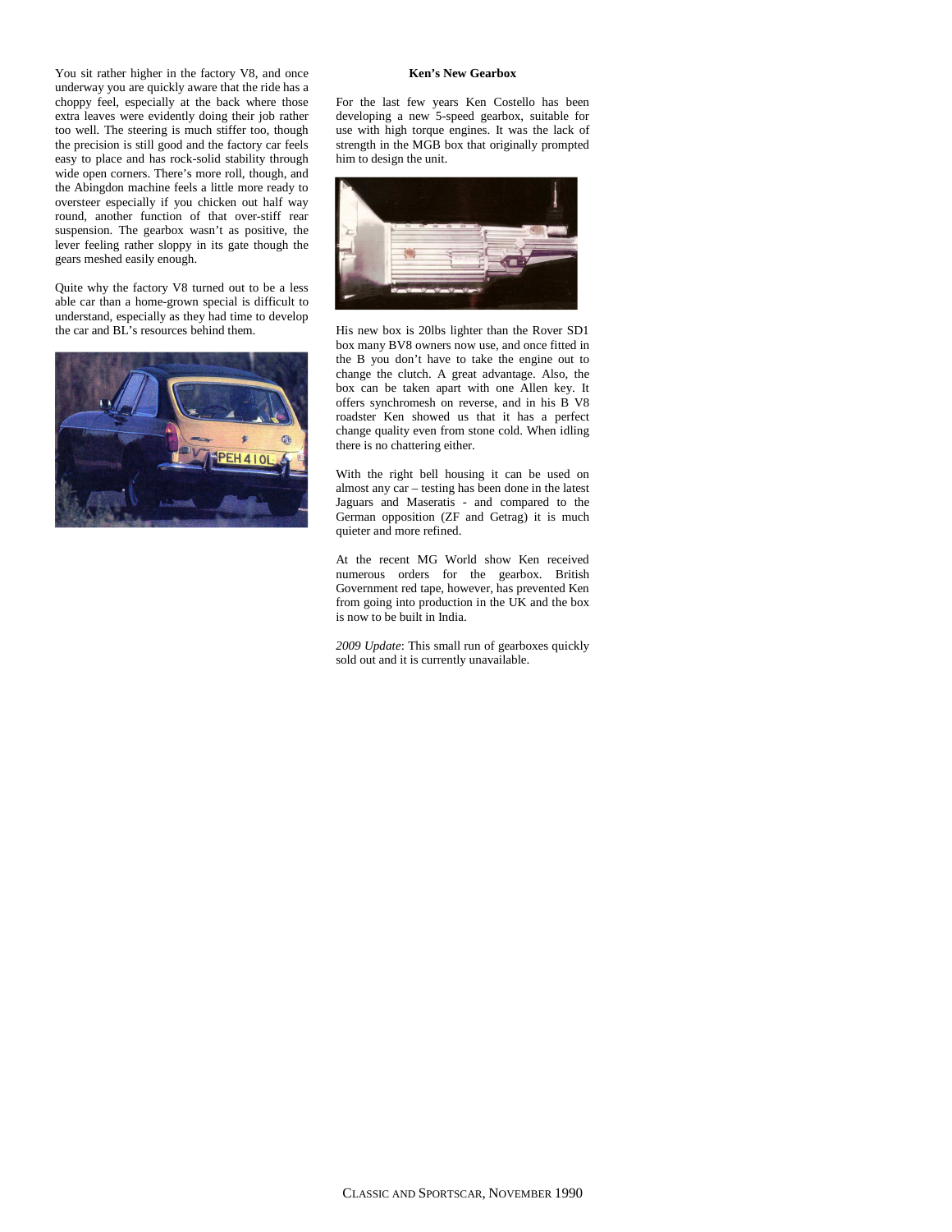You sit rather higher in the factory V8, and once underway you are quickly aware that the ride has a choppy feel, especially at the back where those extra leaves were evidently doing their job rather too well. The steering is much stiffer too, though the precision is still good and the factory car feels easy to place and has rock-solid stability through wide open corners. There's more roll, though, and the Abingdon machine feels a little more ready to oversteer especially if you chicken out half way round, another function of that over-stiff rear suspension. The gearbox wasn't as positive, the lever feeling rather sloppy in its gate though the gears meshed easily enough.

Quite why the factory V8 turned out to be a less able car than a home-grown special is difficult to understand, especially as they had time to develop the car and BL's resources behind them.

### Ken's New Gearbox

For the last few years Ken Costello has been developing a new 5-speed gearbox, suitable for use with high torque engines. It was the lack of strength in the MGB box that originally prompted him to design the unit.

His new box is 20lbs lighter than the Rover SD1 box many BV8 owners now use, and once fitted in the B you don't have to take the engine out to change the clutch. A great advantage. Also, the box can be taken apart with one Allen key. It offers synchromesh on reverse, and in his B V8 roadster Ken showed us that it has a perfect change quality even from stone cold. When idling there is no chattering either.

With the right bell housing it can be used on almost any car – testing has been done in the latest Jaguars and Maseratis - and compared to the German opposition (ZF and Getrag) it is much quieter and more refined.

At the recent MG World show Ken received numerous orders for the gearbox. British Government red tape, however, has prevented Ken from going into production in the UK and the box is now to be built in India.

*2009 Update*: This small run of gearboxes quickly sold out and it is currently unavailable.

Classic and Sportscar, November 1990